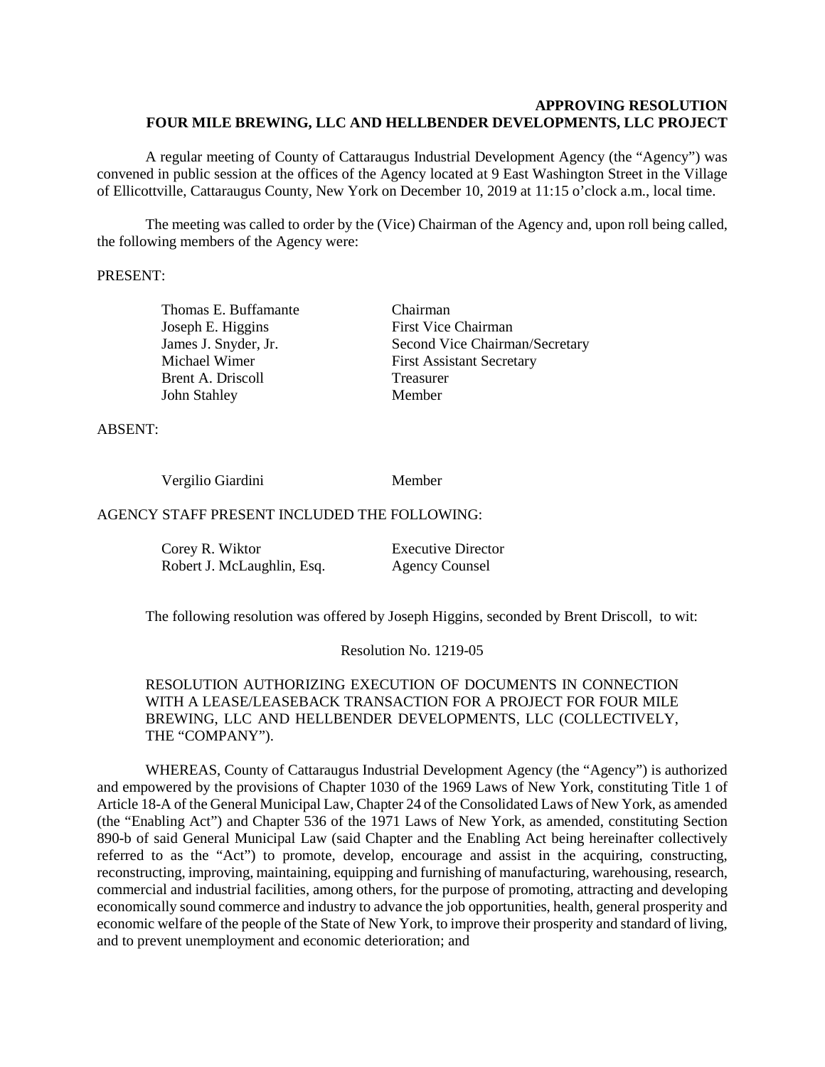**APPROVING RESOLUTION**
**FOUR MILE BREWING, LLC AND HELLBENDER DEVELOPMENTS, LLC PROJECT**

A regular meeting of County of Cattaraugus Industrial Development Agency (the "Agency") was convened in public session at the offices of the Agency located at 9 East Washington Street in the Village of Ellicottville, Cattaraugus County, New York on December 10, 2019 at 11:15 o'clock a.m., local time.

The meeting was called to order by the (Vice) Chairman of the Agency and, upon roll being called, the following members of the Agency were:

PRESENT:

| | |
|---|---|
| Thomas E. Buffamante | Chairman |
| Joseph E. Higgins | First Vice Chairman |
| James J. Snyder, Jr. | Second Vice Chairman/Secretary |
| Michael Wimer | First Assistant Secretary |
| Brent A. Driscoll | Treasurer |
| John Stahley | Member |

ABSENT:

| | |
|---|---|
| Vergilio Giardini | Member |

AGENCY STAFF PRESENT INCLUDED THE FOLLOWING:

| | |
|---|---|
| Corey R. Wiktor | Executive Director |
| Robert J. McLaughlin, Esq. | Agency Counsel |

The following resolution was offered by Joseph Higgins, seconded by Brent Driscoll, to wit:

Resolution No. 1219-05

RESOLUTION AUTHORIZING EXECUTION OF DOCUMENTS IN CONNECTION WITH A LEASE/LEASEBACK TRANSACTION FOR A PROJECT FOR FOUR MILE BREWING, LLC AND HELLBENDER DEVELOPMENTS, LLC (COLLECTIVELY, THE "COMPANY").

WHEREAS, County of Cattaraugus Industrial Development Agency (the "Agency") is authorized and empowered by the provisions of Chapter 1030 of the 1969 Laws of New York, constituting Title 1 of Article 18-A of the General Municipal Law, Chapter 24 of the Consolidated Laws of New York, as amended (the "Enabling Act") and Chapter 536 of the 1971 Laws of New York, as amended, constituting Section 890-b of said General Municipal Law (said Chapter and the Enabling Act being hereinafter collectively referred to as the "Act") to promote, develop, encourage and assist in the acquiring, constructing, reconstructing, improving, maintaining, equipping and furnishing of manufacturing, warehousing, research, commercial and industrial facilities, among others, for the purpose of promoting, attracting and developing economically sound commerce and industry to advance the job opportunities, health, general prosperity and economic welfare of the people of the State of New York, to improve their prosperity and standard of living, and to prevent unemployment and economic deterioration; and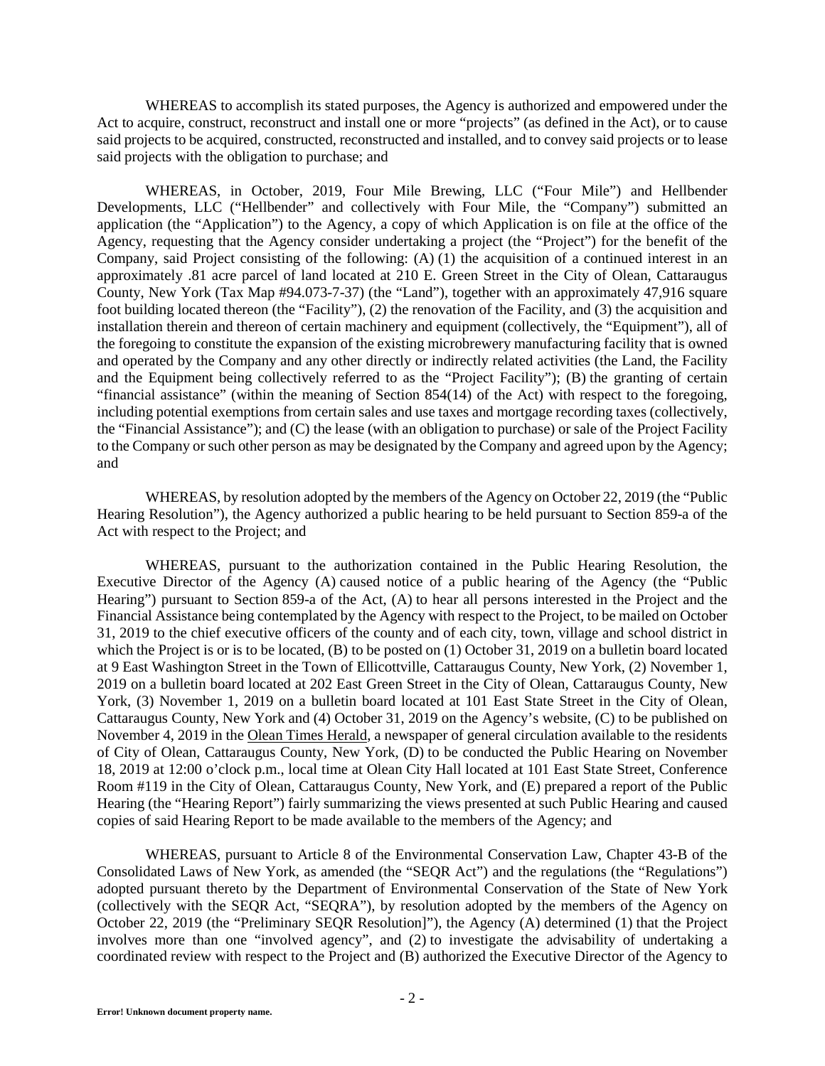WHEREAS to accomplish its stated purposes, the Agency is authorized and empowered under the Act to acquire, construct, reconstruct and install one or more "projects" (as defined in the Act), or to cause said projects to be acquired, constructed, reconstructed and installed, and to convey said projects or to lease said projects with the obligation to purchase; and

WHEREAS, in October, 2019, Four Mile Brewing, LLC ("Four Mile") and Hellbender Developments, LLC ("Hellbender" and collectively with Four Mile, the "Company") submitted an application (the "Application") to the Agency, a copy of which Application is on file at the office of the Agency, requesting that the Agency consider undertaking a project (the "Project") for the benefit of the Company, said Project consisting of the following: (A) (1) the acquisition of a continued interest in an approximately .81 acre parcel of land located at 210 E. Green Street in the City of Olean, Cattaraugus County, New York (Tax Map #94.073-7-37) (the "Land"), together with an approximately 47,916 square foot building located thereon (the "Facility"), (2) the renovation of the Facility, and (3) the acquisition and installation therein and thereon of certain machinery and equipment (collectively, the "Equipment"), all of the foregoing to constitute the expansion of the existing microbrewery manufacturing facility that is owned and operated by the Company and any other directly or indirectly related activities (the Land, the Facility and the Equipment being collectively referred to as the "Project Facility"); (B) the granting of certain "financial assistance" (within the meaning of Section 854(14) of the Act) with respect to the foregoing, including potential exemptions from certain sales and use taxes and mortgage recording taxes (collectively, the "Financial Assistance"); and (C) the lease (with an obligation to purchase) or sale of the Project Facility to the Company or such other person as may be designated by the Company and agreed upon by the Agency; and

WHEREAS, by resolution adopted by the members of the Agency on October 22, 2019 (the "Public Hearing Resolution"), the Agency authorized a public hearing to be held pursuant to Section 859-a of the Act with respect to the Project; and

WHEREAS, pursuant to the authorization contained in the Public Hearing Resolution, the Executive Director of the Agency (A) caused notice of a public hearing of the Agency (the "Public Hearing") pursuant to Section 859-a of the Act, (A) to hear all persons interested in the Project and the Financial Assistance being contemplated by the Agency with respect to the Project, to be mailed on October 31, 2019 to the chief executive officers of the county and of each city, town, village and school district in which the Project is or is to be located, (B) to be posted on (1) October 31, 2019 on a bulletin board located at 9 East Washington Street in the Town of Ellicottville, Cattaraugus County, New York, (2) November 1, 2019 on a bulletin board located at 202 East Green Street in the City of Olean, Cattaraugus County, New York, (3) November 1, 2019 on a bulletin board located at 101 East State Street in the City of Olean, Cattaraugus County, New York and (4) October 31, 2019 on the Agency's website, (C) to be published on November 4, 2019 in the Olean Times Herald, a newspaper of general circulation available to the residents of City of Olean, Cattaraugus County, New York, (D) to be conducted the Public Hearing on November 18, 2019 at 12:00 o'clock p.m., local time at Olean City Hall located at 101 East State Street, Conference Room #119 in the City of Olean, Cattaraugus County, New York, and (E) prepared a report of the Public Hearing (the "Hearing Report") fairly summarizing the views presented at such Public Hearing and caused copies of said Hearing Report to be made available to the members of the Agency; and

WHEREAS, pursuant to Article 8 of the Environmental Conservation Law, Chapter 43-B of the Consolidated Laws of New York, as amended (the "SEQR Act") and the regulations (the "Regulations") adopted pursuant thereto by the Department of Environmental Conservation of the State of New York (collectively with the SEQR Act, "SEQRA"), by resolution adopted by the members of the Agency on October 22, 2019 (the "Preliminary SEQR Resolution]"), the Agency (A) determined (1) that the Project involves more than one "involved agency", and (2) to investigate the advisability of undertaking a coordinated review with respect to the Project and (B) authorized the Executive Director of the Agency to

Error! Unknown document property name.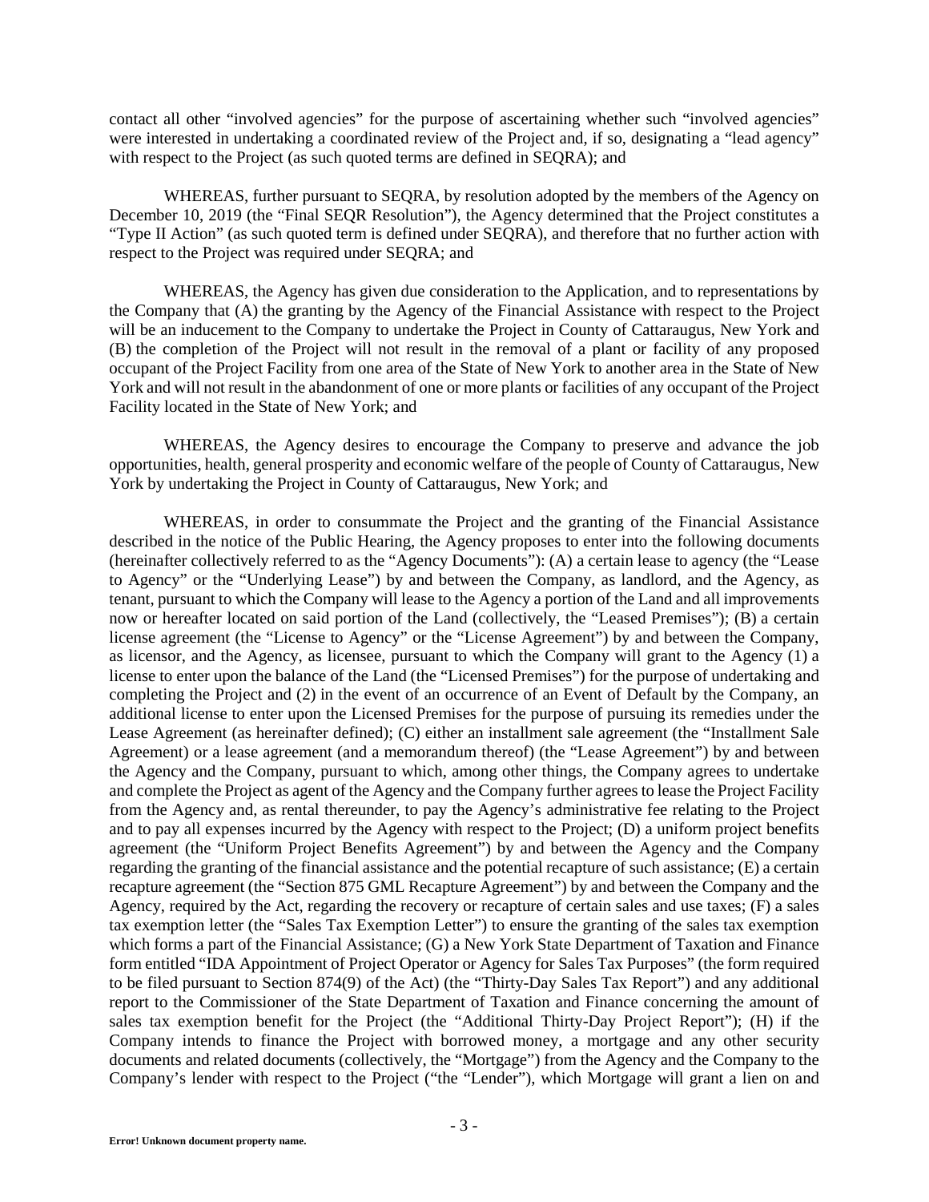contact all other "involved agencies" for the purpose of ascertaining whether such "involved agencies" were interested in undertaking a coordinated review of the Project and, if so, designating a "lead agency" with respect to the Project (as such quoted terms are defined in SEQRA); and

WHEREAS, further pursuant to SEQRA, by resolution adopted by the members of the Agency on December 10, 2019 (the "Final SEQR Resolution"), the Agency determined that the Project constitutes a "Type II Action" (as such quoted term is defined under SEQRA), and therefore that no further action with respect to the Project was required under SEQRA; and

WHEREAS, the Agency has given due consideration to the Application, and to representations by the Company that (A) the granting by the Agency of the Financial Assistance with respect to the Project will be an inducement to the Company to undertake the Project in County of Cattaraugus, New York and (B) the completion of the Project will not result in the removal of a plant or facility of any proposed occupant of the Project Facility from one area of the State of New York to another area in the State of New York and will not result in the abandonment of one or more plants or facilities of any occupant of the Project Facility located in the State of New York; and

WHEREAS, the Agency desires to encourage the Company to preserve and advance the job opportunities, health, general prosperity and economic welfare of the people of County of Cattaraugus, New York by undertaking the Project in County of Cattaraugus, New York; and

WHEREAS, in order to consummate the Project and the granting of the Financial Assistance described in the notice of the Public Hearing, the Agency proposes to enter into the following documents (hereinafter collectively referred to as the "Agency Documents"): (A) a certain lease to agency (the "Lease to Agency" or the "Underlying Lease") by and between the Company, as landlord, and the Agency, as tenant, pursuant to which the Company will lease to the Agency a portion of the Land and all improvements now or hereafter located on said portion of the Land (collectively, the "Leased Premises"); (B) a certain license agreement (the "License to Agency" or the "License Agreement") by and between the Company, as licensor, and the Agency, as licensee, pursuant to which the Company will grant to the Agency (1) a license to enter upon the balance of the Land (the "Licensed Premises") for the purpose of undertaking and completing the Project and (2) in the event of an occurrence of an Event of Default by the Company, an additional license to enter upon the Licensed Premises for the purpose of pursuing its remedies under the Lease Agreement (as hereinafter defined); (C) either an installment sale agreement (the "Installment Sale Agreement) or a lease agreement (and a memorandum thereof) (the "Lease Agreement") by and between the Agency and the Company, pursuant to which, among other things, the Company agrees to undertake and complete the Project as agent of the Agency and the Company further agrees to lease the Project Facility from the Agency and, as rental thereunder, to pay the Agency's administrative fee relating to the Project and to pay all expenses incurred by the Agency with respect to the Project; (D) a uniform project benefits agreement (the "Uniform Project Benefits Agreement") by and between the Agency and the Company regarding the granting of the financial assistance and the potential recapture of such assistance; (E) a certain recapture agreement (the "Section 875 GML Recapture Agreement") by and between the Company and the Agency, required by the Act, regarding the recovery or recapture of certain sales and use taxes; (F) a sales tax exemption letter (the "Sales Tax Exemption Letter") to ensure the granting of the sales tax exemption which forms a part of the Financial Assistance; (G) a New York State Department of Taxation and Finance form entitled "IDA Appointment of Project Operator or Agency for Sales Tax Purposes" (the form required to be filed pursuant to Section 874(9) of the Act) (the "Thirty-Day Sales Tax Report") and any additional report to the Commissioner of the State Department of Taxation and Finance concerning the amount of sales tax exemption benefit for the Project (the "Additional Thirty-Day Project Report"); (H) if the Company intends to finance the Project with borrowed money, a mortgage and any other security documents and related documents (collectively, the "Mortgage") from the Agency and the Company to the Company's lender with respect to the Project ("the "Lender"), which Mortgage will grant a lien on and

**Error! Unknown document property name.**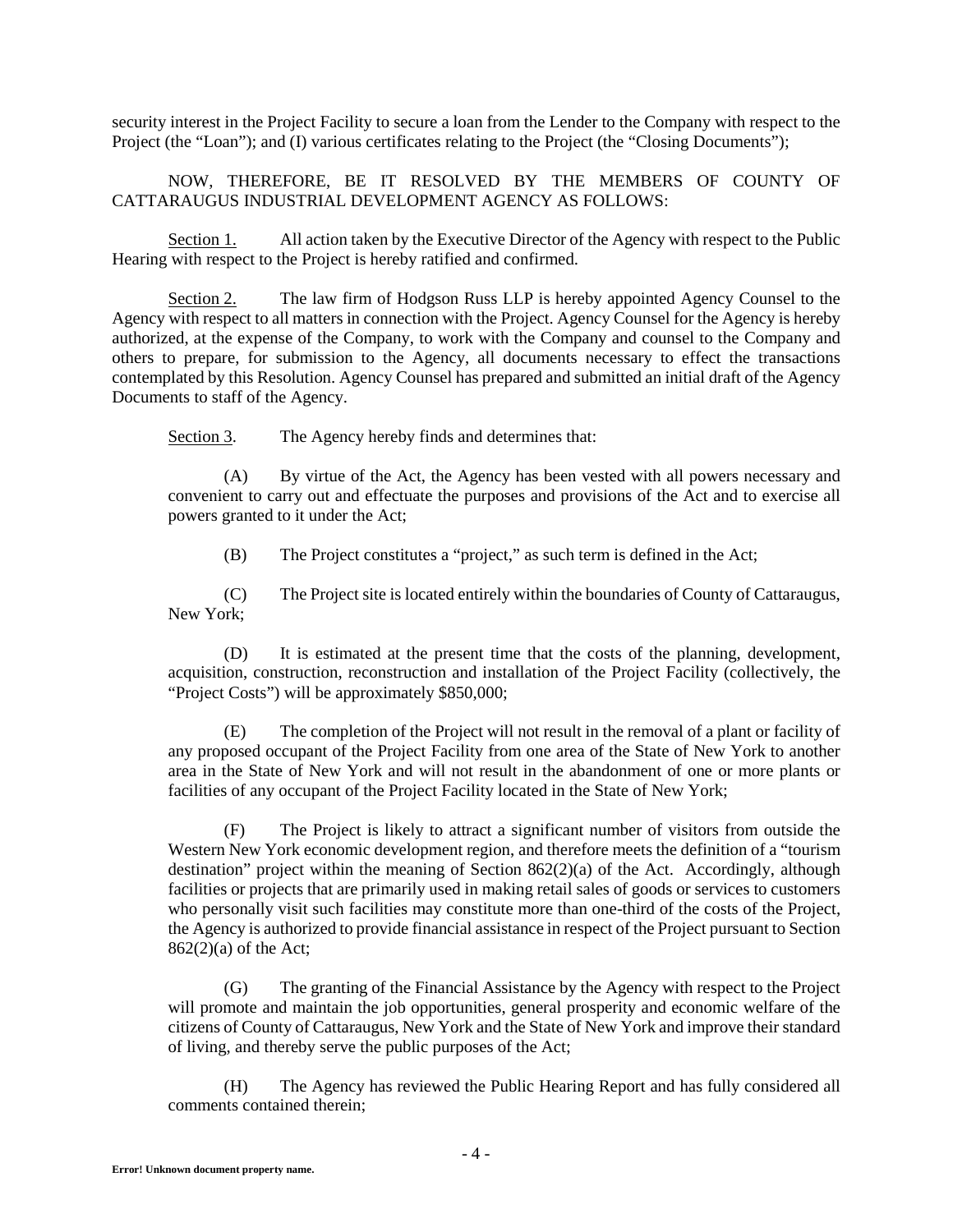security interest in the Project Facility to secure a loan from the Lender to the Company with respect to the Project (the "Loan"); and (I) various certificates relating to the Project (the "Closing Documents");

NOW, THEREFORE, BE IT RESOLVED BY THE MEMBERS OF COUNTY OF CATTARAUGUS INDUSTRIAL DEVELOPMENT AGENCY AS FOLLOWS:

Section 1. All action taken by the Executive Director of the Agency with respect to the Public Hearing with respect to the Project is hereby ratified and confirmed.

Section 2. The law firm of Hodgson Russ LLP is hereby appointed Agency Counsel to the Agency with respect to all matters in connection with the Project. Agency Counsel for the Agency is hereby authorized, at the expense of the Company, to work with the Company and counsel to the Company and others to prepare, for submission to the Agency, all documents necessary to effect the transactions contemplated by this Resolution. Agency Counsel has prepared and submitted an initial draft of the Agency Documents to staff of the Agency.

Section 3. The Agency hereby finds and determines that:

(A) By virtue of the Act, the Agency has been vested with all powers necessary and convenient to carry out and effectuate the purposes and provisions of the Act and to exercise all powers granted to it under the Act;

(B) The Project constitutes a "project," as such term is defined in the Act;

(C) The Project site is located entirely within the boundaries of County of Cattaraugus, New York;

(D) It is estimated at the present time that the costs of the planning, development, acquisition, construction, reconstruction and installation of the Project Facility (collectively, the "Project Costs") will be approximately $850,000;

(E) The completion of the Project will not result in the removal of a plant or facility of any proposed occupant of the Project Facility from one area of the State of New York to another area in the State of New York and will not result in the abandonment of one or more plants or facilities of any occupant of the Project Facility located in the State of New York;

(F) The Project is likely to attract a significant number of visitors from outside the Western New York economic development region, and therefore meets the definition of a "tourism destination" project within the meaning of Section 862(2)(a) of the Act. Accordingly, although facilities or projects that are primarily used in making retail sales of goods or services to customers who personally visit such facilities may constitute more than one-third of the costs of the Project, the Agency is authorized to provide financial assistance in respect of the Project pursuant to Section 862(2)(a) of the Act;

(G) The granting of the Financial Assistance by the Agency with respect to the Project will promote and maintain the job opportunities, general prosperity and economic welfare of the citizens of County of Cattaraugus, New York and the State of New York and improve their standard of living, and thereby serve the public purposes of the Act;

(H) The Agency has reviewed the Public Hearing Report and has fully considered all comments contained therein;

Error! Unknown document property name.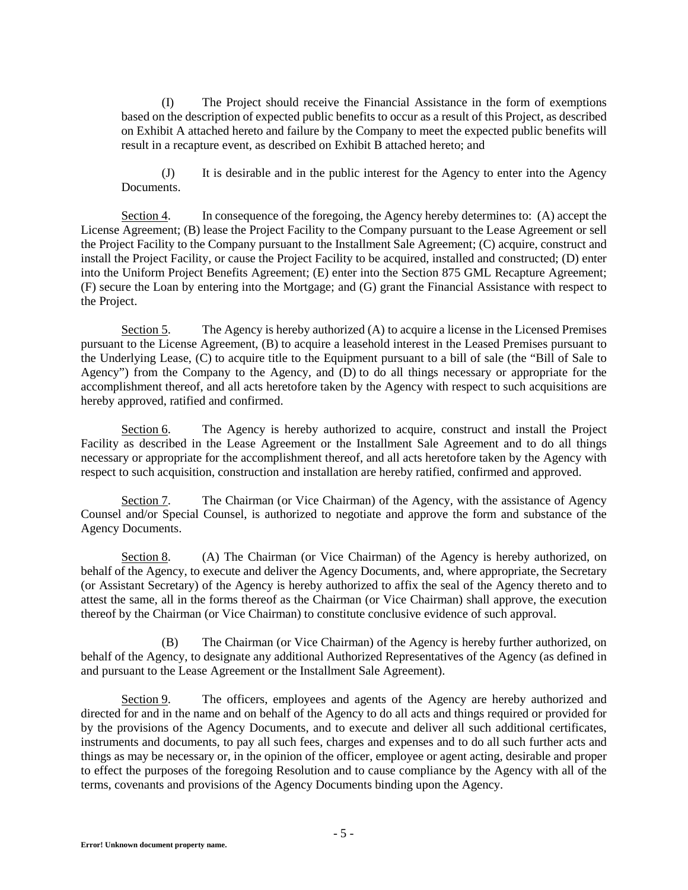(I) The Project should receive the Financial Assistance in the form of exemptions based on the description of expected public benefits to occur as a result of this Project, as described on Exhibit A attached hereto and failure by the Company to meet the expected public benefits will result in a recapture event, as described on Exhibit B attached hereto; and

(J) It is desirable and in the public interest for the Agency to enter into the Agency Documents.

Section 4. In consequence of the foregoing, the Agency hereby determines to: (A) accept the License Agreement; (B) lease the Project Facility to the Company pursuant to the Lease Agreement or sell the Project Facility to the Company pursuant to the Installment Sale Agreement; (C) acquire, construct and install the Project Facility, or cause the Project Facility to be acquired, installed and constructed; (D) enter into the Uniform Project Benefits Agreement; (E) enter into the Section 875 GML Recapture Agreement; (F) secure the Loan by entering into the Mortgage; and (G) grant the Financial Assistance with respect to the Project.

Section 5. The Agency is hereby authorized (A) to acquire a license in the Licensed Premises pursuant to the License Agreement, (B) to acquire a leasehold interest in the Leased Premises pursuant to the Underlying Lease, (C) to acquire title to the Equipment pursuant to a bill of sale (the "Bill of Sale to Agency") from the Company to the Agency, and (D) to do all things necessary or appropriate for the accomplishment thereof, and all acts heretofore taken by the Agency with respect to such acquisitions are hereby approved, ratified and confirmed.

Section 6. The Agency is hereby authorized to acquire, construct and install the Project Facility as described in the Lease Agreement or the Installment Sale Agreement and to do all things necessary or appropriate for the accomplishment thereof, and all acts heretofore taken by the Agency with respect to such acquisition, construction and installation are hereby ratified, confirmed and approved.

Section 7. The Chairman (or Vice Chairman) of the Agency, with the assistance of Agency Counsel and/or Special Counsel, is authorized to negotiate and approve the form and substance of the Agency Documents.

Section 8. (A) The Chairman (or Vice Chairman) of the Agency is hereby authorized, on behalf of the Agency, to execute and deliver the Agency Documents, and, where appropriate, the Secretary (or Assistant Secretary) of the Agency is hereby authorized to affix the seal of the Agency thereto and to attest the same, all in the forms thereof as the Chairman (or Vice Chairman) shall approve, the execution thereof by the Chairman (or Vice Chairman) to constitute conclusive evidence of such approval.

(B) The Chairman (or Vice Chairman) of the Agency is hereby further authorized, on behalf of the Agency, to designate any additional Authorized Representatives of the Agency (as defined in and pursuant to the Lease Agreement or the Installment Sale Agreement).

Section 9. The officers, employees and agents of the Agency are hereby authorized and directed for and in the name and on behalf of the Agency to do all acts and things required or provided for by the provisions of the Agency Documents, and to execute and deliver all such additional certificates, instruments and documents, to pay all such fees, charges and expenses and to do all such further acts and things as may be necessary or, in the opinion of the officer, employee or agent acting, desirable and proper to effect the purposes of the foregoing Resolution and to cause compliance by the Agency with all of the terms, covenants and provisions of the Agency Documents binding upon the Agency.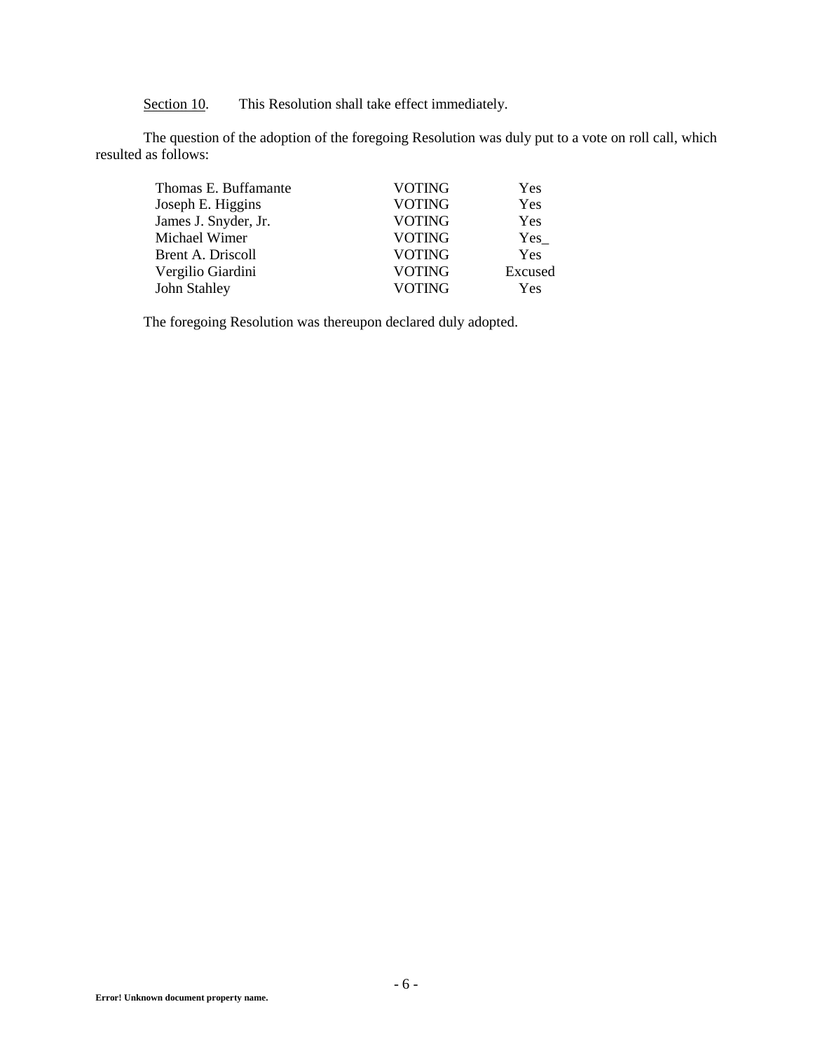Section 10. This Resolution shall take effect immediately.

The question of the adoption of the foregoing Resolution was duly put to a vote on roll call, which resulted as follows:

| | | |
|---|---|---|
| Thomas E. Buffamante | VOTING | Yes |
| Joseph E. Higgins | VOTING | Yes |
| James J. Snyder, Jr. | VOTING | Yes |
| Michael Wimer | VOTING | Yes_ |
| Brent A. Driscoll | VOTING | Yes |
| Vergilio Giardini | VOTING | Excused |
| John Stahley | VOTING | Yes |

The foregoing Resolution was thereupon declared duly adopted.

**Error! Unknown document property name.**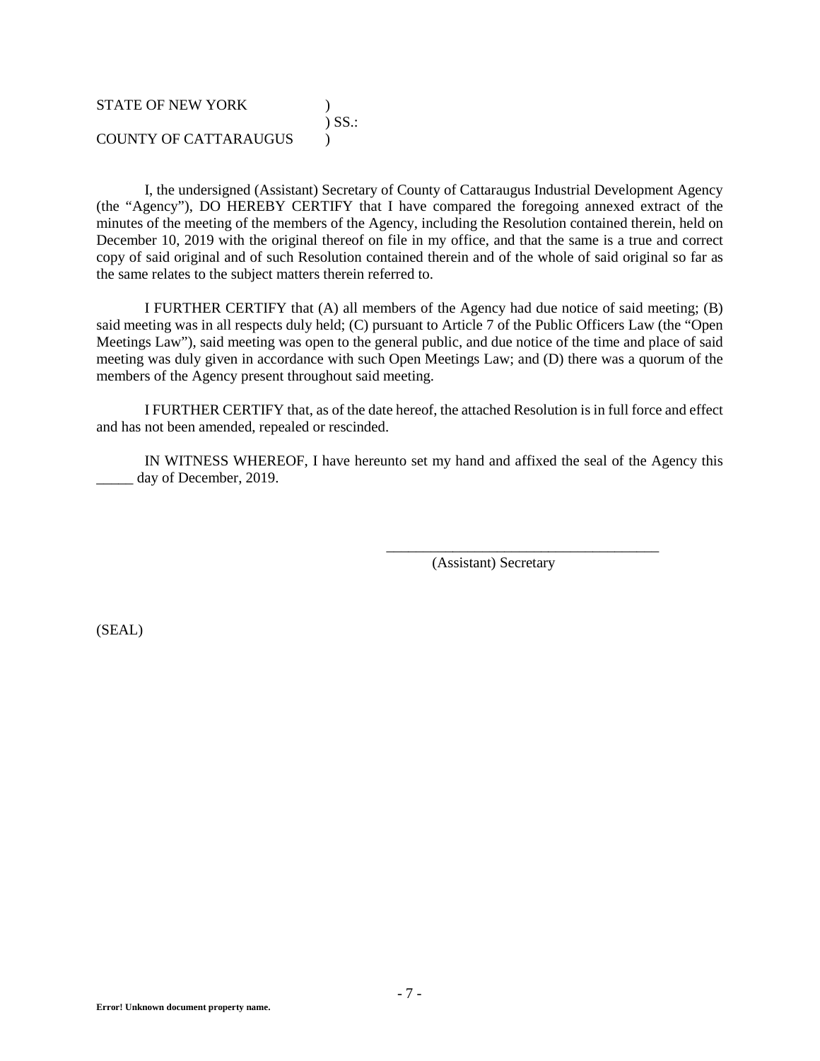STATE OF NEW YORK )
) SS.:
COUNTY OF CATTARAUGUS )

I, the undersigned (Assistant) Secretary of County of Cattaraugus Industrial Development Agency (the "Agency"), DO HEREBY CERTIFY that I have compared the foregoing annexed extract of the minutes of the meeting of the members of the Agency, including the Resolution contained therein, held on December 10, 2019 with the original thereof on file in my office, and that the same is a true and correct copy of said original and of such Resolution contained therein and of the whole of said original so far as the same relates to the subject matters therein referred to.

I FURTHER CERTIFY that (A) all members of the Agency had due notice of said meeting; (B) said meeting was in all respects duly held; (C) pursuant to Article 7 of the Public Officers Law (the "Open Meetings Law"), said meeting was open to the general public, and due notice of the time and place of said meeting was duly given in accordance with such Open Meetings Law; and (D) there was a quorum of the members of the Agency present throughout said meeting.

I FURTHER CERTIFY that, as of the date hereof, the attached Resolution is in full force and effect and has not been amended, repealed or rescinded.

IN WITNESS WHEREOF, I have hereunto set my hand and affixed the seal of the Agency this _____ day of December, 2019.

_______________________________________
(Assistant) Secretary

(SEAL)

**Error! Unknown document property name.**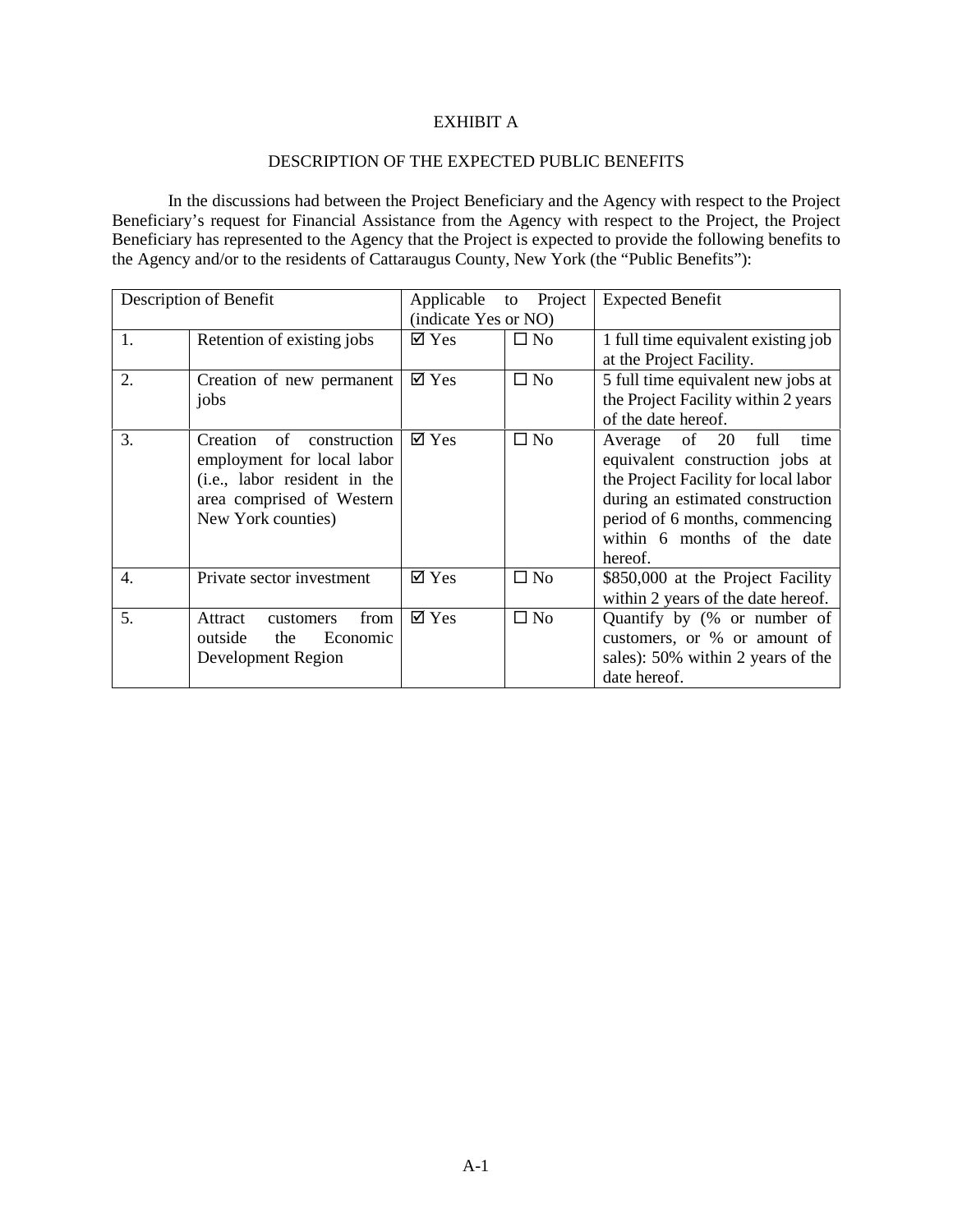EXHIBIT A

DESCRIPTION OF THE EXPECTED PUBLIC BENEFITS

In the discussions had between the Project Beneficiary and the Agency with respect to the Project Beneficiary's request for Financial Assistance from the Agency with respect to the Project, the Project Beneficiary has represented to the Agency that the Project is expected to provide the following benefits to the Agency and/or to the residents of Cattaraugus County, New York (the "Public Benefits"):

| Description of Benefit | | Applicable to Project (indicate Yes or NO) | | Expected Benefit |
|---|---|---|---|---|
| 1. | Retention of existing jobs | ☑ Yes | ☐ No | 1 full time equivalent existing job at the Project Facility. |
| 2. | Creation of new permanent jobs | ☑ Yes | ☐ No | 5 full time equivalent new jobs at the Project Facility within 2 years of the date hereof. |
| 3. | Creation of construction employment for local labor (i.e., labor resident in the area comprised of Western New York counties) | ☑ Yes | ☐ No | Average of 20 full time equivalent construction jobs at the Project Facility for local labor during an estimated construction period of 6 months, commencing within 6 months of the date hereof. |
| 4. | Private sector investment | ☑ Yes | ☐ No | $850,000 at the Project Facility within 2 years of the date hereof. |
| 5. | Attract customers from outside the Economic Development Region | ☑ Yes | ☐ No | Quantify by (% or number of customers, or % or amount of sales): 50% within 2 years of the date hereof. |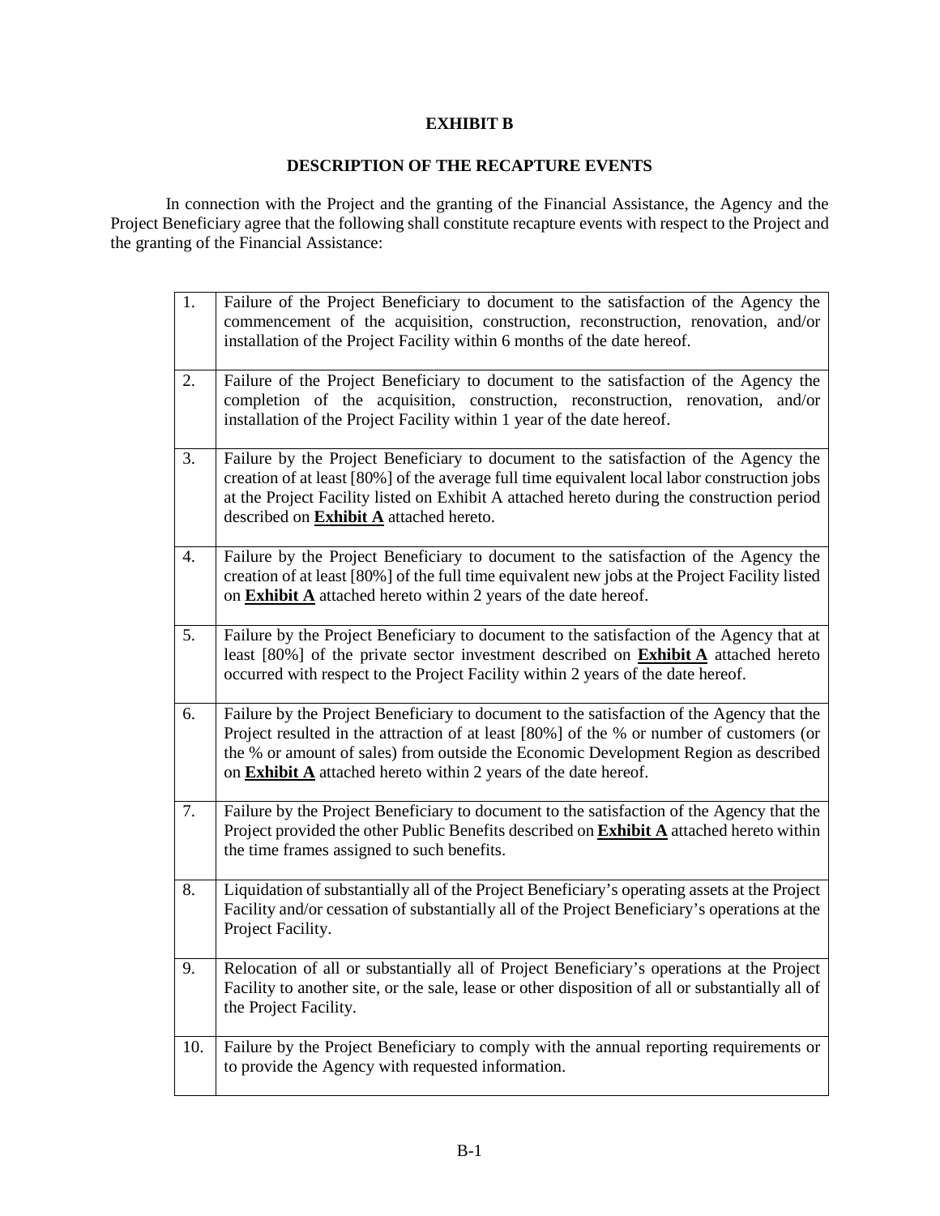# EXHIBIT B

## DESCRIPTION OF THE RECAPTURE EVENTS

In connection with the Project and the granting of the Financial Assistance, the Agency and the Project Beneficiary agree that the following shall constitute recapture events with respect to the Project and the granting of the Financial Assistance:

| | |
|---|---|
| 1. | Failure of the Project Beneficiary to document to the satisfaction of the Agency the commencement of the acquisition, construction, reconstruction, renovation, and/or installation of the Project Facility within 6 months of the date hereof. |
| 2. | Failure of the Project Beneficiary to document to the satisfaction of the Agency the completion of the acquisition, construction, reconstruction, renovation, and/or installation of the Project Facility within 1 year of the date hereof. |
| 3. | Failure by the Project Beneficiary to document to the satisfaction of the Agency the creation of at least [80%] of the average full time equivalent local labor construction jobs at the Project Facility listed on Exhibit A attached hereto during the construction period described on **Exhibit A** attached hereto. |
| 4. | Failure by the Project Beneficiary to document to the satisfaction of the Agency the creation of at least [80%] of the full time equivalent new jobs at the Project Facility listed on **Exhibit A** attached hereto within 2 years of the date hereof. |
| 5. | Failure by the Project Beneficiary to document to the satisfaction of the Agency that at least [80%] of the private sector investment described on **Exhibit A** attached hereto occurred with respect to the Project Facility within 2 years of the date hereof. |
| 6. | Failure by the Project Beneficiary to document to the satisfaction of the Agency that the Project resulted in the attraction of at least [80%] of the % or number of customers (or the % or amount of sales) from outside the Economic Development Region as described on **Exhibit A** attached hereto within 2 years of the date hereof. |
| 7. | Failure by the Project Beneficiary to document to the satisfaction of the Agency that the Project provided the other Public Benefits described on **Exhibit A** attached hereto within the time frames assigned to such benefits. |
| 8. | Liquidation of substantially all of the Project Beneficiary's operating assets at the Project Facility and/or cessation of substantially all of the Project Beneficiary's operations at the Project Facility. |
| 9. | Relocation of all or substantially all of Project Beneficiary's operations at the Project Facility to another site, or the sale, lease or other disposition of all or substantially all of the Project Facility. |
| 10. | Failure by the Project Beneficiary to comply with the annual reporting requirements or to provide the Agency with requested information. |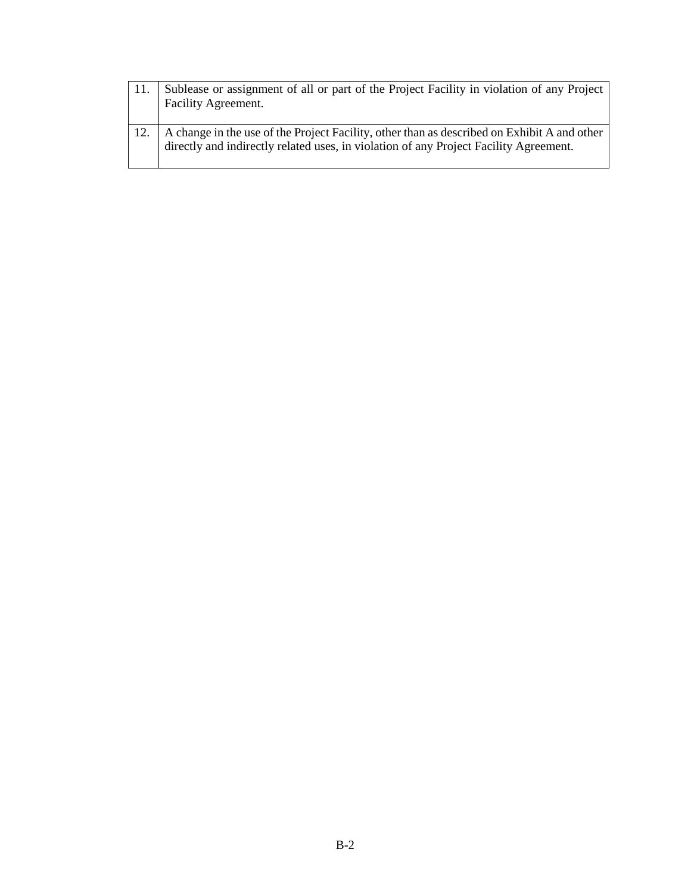| | |
|---|---|
| 11. | Sublease or assignment of all or part of the Project Facility in violation of any Project Facility Agreement. |
| 12. | A change in the use of the Project Facility, other than as described on Exhibit A and other directly and indirectly related uses, in violation of any Project Facility Agreement. |